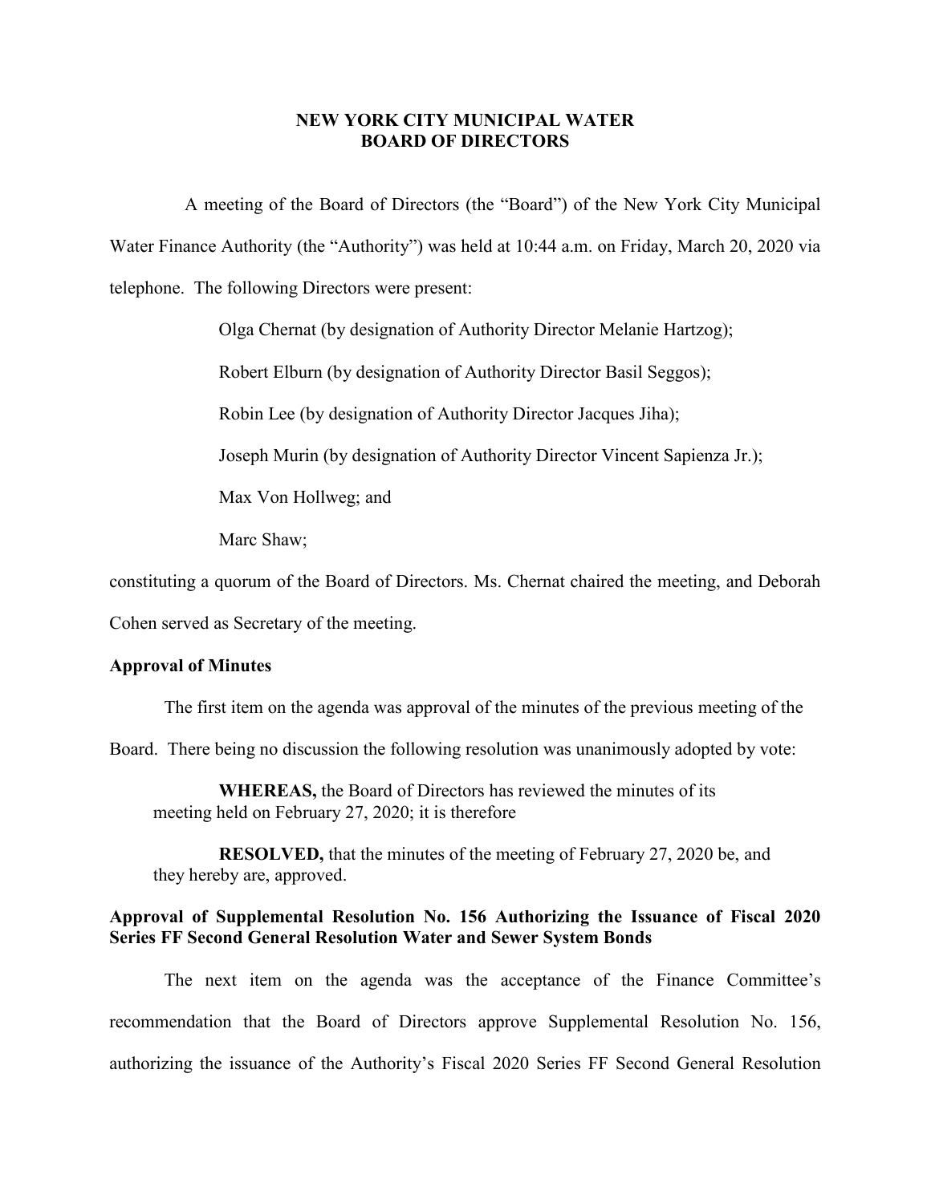# NEW YORK CITY MUNICIPAL WATER BOARD OF DIRECTORS

A meeting of the Board of Directors (the "Board") of the New York City Municipal Water Finance Authority (the "Authority") was held at 10:44 a.m. on Friday, March 20, 2020 via telephone. The following Directors were present:

Olga Chernat (by designation of Authority Director Melanie Hartzog);

Robert Elburn (by designation of Authority Director Basil Seggos);

Robin Lee (by designation of Authority Director Jacques Jiha);

Joseph Murin (by designation of Authority Director Vincent Sapienza Jr.);

Max Von Hollweg; and

Marc Shaw;

constituting a quorum of the Board of Directors. Ms. Chernat chaired the meeting, and Deborah Cohen served as Secretary of the meeting.

**Approval of Minutes**

The first item on the agenda was approval of the minutes of the previous meeting of the Board. There being no discussion the following resolution was unanimously adopted by vote:

> **WHEREAS,** the Board of Directors has reviewed the minutes of its meeting held on February 27, 2020; it is therefore
>
> **RESOLVED,** that the minutes of the meeting of February 27, 2020 be, and they hereby are, approved.

**Approval of Supplemental Resolution No. 156 Authorizing the Issuance of Fiscal 2020 Series FF Second General Resolution Water and Sewer System Bonds**

The next item on the agenda was the acceptance of the Finance Committee's recommendation that the Board of Directors approve Supplemental Resolution No. 156, authorizing the issuance of the Authority's Fiscal 2020 Series FF Second General Resolution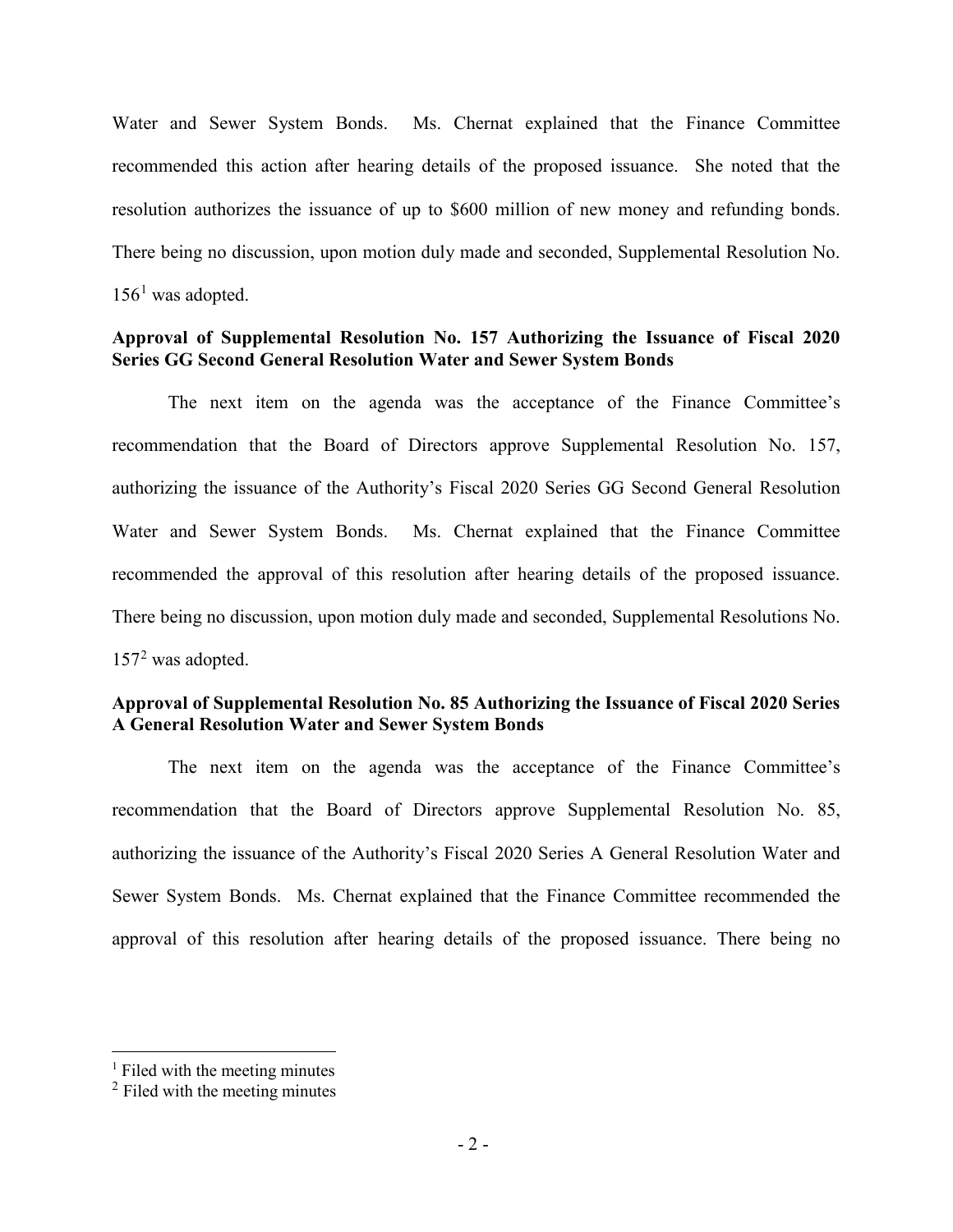Water and Sewer System Bonds. Ms. Chernat explained that the Finance Committee recommended this action after hearing details of the proposed issuance. She noted that the resolution authorizes the issuance of up to $600 million of new money and refunding bonds. There being no discussion, upon motion duly made and seconded, Supplemental Resolution No. 156[1] was adopted.

**Approval of Supplemental Resolution No. 157 Authorizing the Issuance of Fiscal 2020 Series GG Second General Resolution Water and Sewer System Bonds**

The next item on the agenda was the acceptance of the Finance Committee's recommendation that the Board of Directors approve Supplemental Resolution No. 157, authorizing the issuance of the Authority's Fiscal 2020 Series GG Second General Resolution Water and Sewer System Bonds. Ms. Chernat explained that the Finance Committee recommended the approval of this resolution after hearing details of the proposed issuance. There being no discussion, upon motion duly made and seconded, Supplemental Resolutions No. 157[2] was adopted.

**Approval of Supplemental Resolution No. 85 Authorizing the Issuance of Fiscal 2020 Series A General Resolution Water and Sewer System Bonds**

The next item on the agenda was the acceptance of the Finance Committee's recommendation that the Board of Directors approve Supplemental Resolution No. 85, authorizing the issuance of the Authority's Fiscal 2020 Series A General Resolution Water and Sewer System Bonds. Ms. Chernat explained that the Finance Committee recommended the approval of this resolution after hearing details of the proposed issuance. There being no

---

[1] Filed with the meeting minutes

[2] Filed with the meeting minutes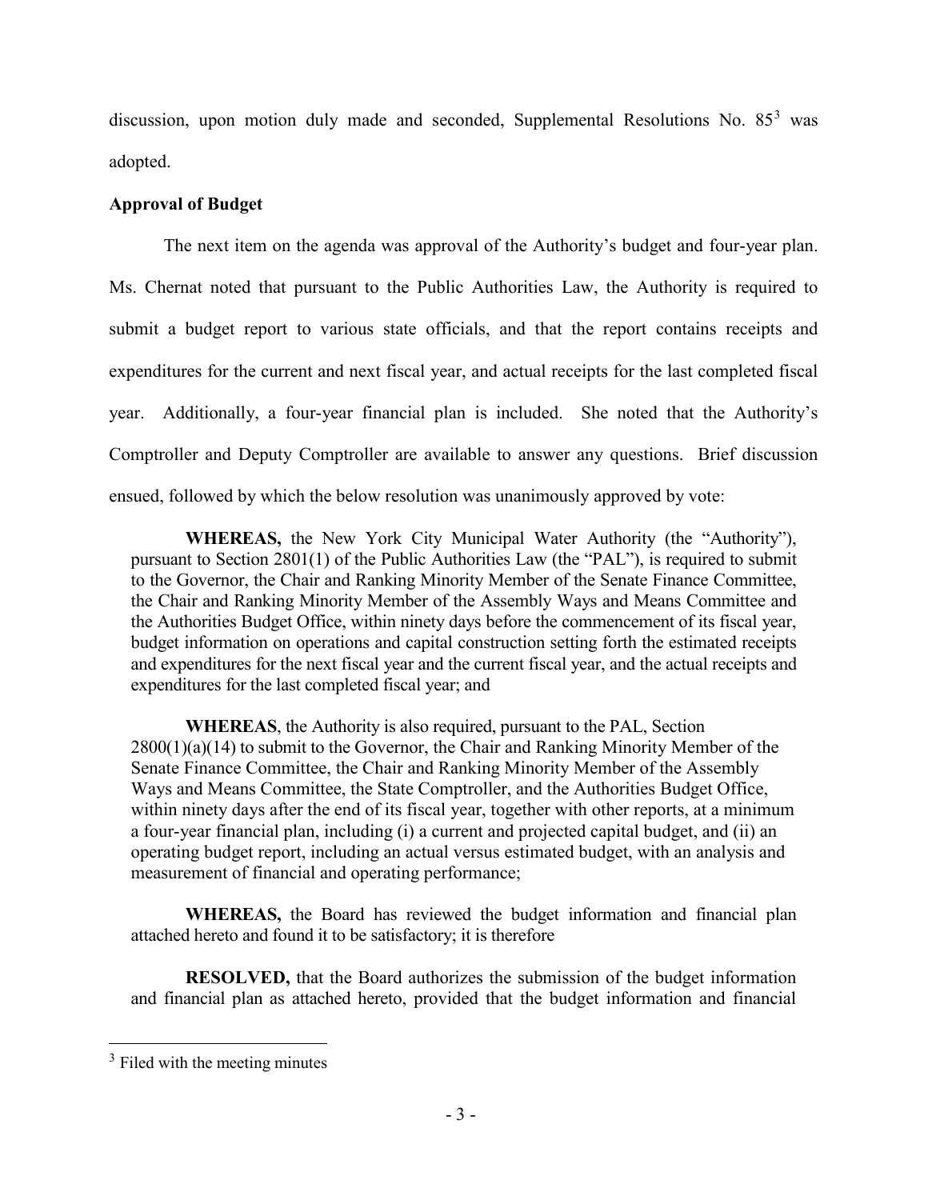discussion, upon motion duly made and seconded, Supplemental Resolutions No. 85[3] was adopted.

**Approval of Budget**

The next item on the agenda was approval of the Authority's budget and four-year plan. Ms. Chernat noted that pursuant to the Public Authorities Law, the Authority is required to submit a budget report to various state officials, and that the report contains receipts and expenditures for the current and next fiscal year, and actual receipts for the last completed fiscal year. Additionally, a four-year financial plan is included. She noted that the Authority's Comptroller and Deputy Comptroller are available to answer any questions. Brief discussion ensued, followed by which the below resolution was unanimously approved by vote:

> **WHEREAS,** the New York City Municipal Water Authority (the "Authority"), pursuant to Section 2801(1) of the Public Authorities Law (the "PAL"), is required to submit to the Governor, the Chair and Ranking Minority Member of the Senate Finance Committee, the Chair and Ranking Minority Member of the Assembly Ways and Means Committee and the Authorities Budget Office, within ninety days before the commencement of its fiscal year, budget information on operations and capital construction setting forth the estimated receipts and expenditures for the next fiscal year and the current fiscal year, and the actual receipts and expenditures for the last completed fiscal year; and
>
> **WHEREAS**, the Authority is also required, pursuant to the PAL, Section 2800(1)(a)(14) to submit to the Governor, the Chair and Ranking Minority Member of the Senate Finance Committee, the Chair and Ranking Minority Member of the Assembly Ways and Means Committee, the State Comptroller, and the Authorities Budget Office, within ninety days after the end of its fiscal year, together with other reports, at a minimum a four-year financial plan, including (i) a current and projected capital budget, and (ii) an operating budget report, including an actual versus estimated budget, with an analysis and measurement of financial and operating performance;
>
> **WHEREAS,** the Board has reviewed the budget information and financial plan attached hereto and found it to be satisfactory; it is therefore
>
> **RESOLVED,** that the Board authorizes the submission of the budget information and financial plan as attached hereto, provided that the budget information and financial

---

[3] Filed with the meeting minutes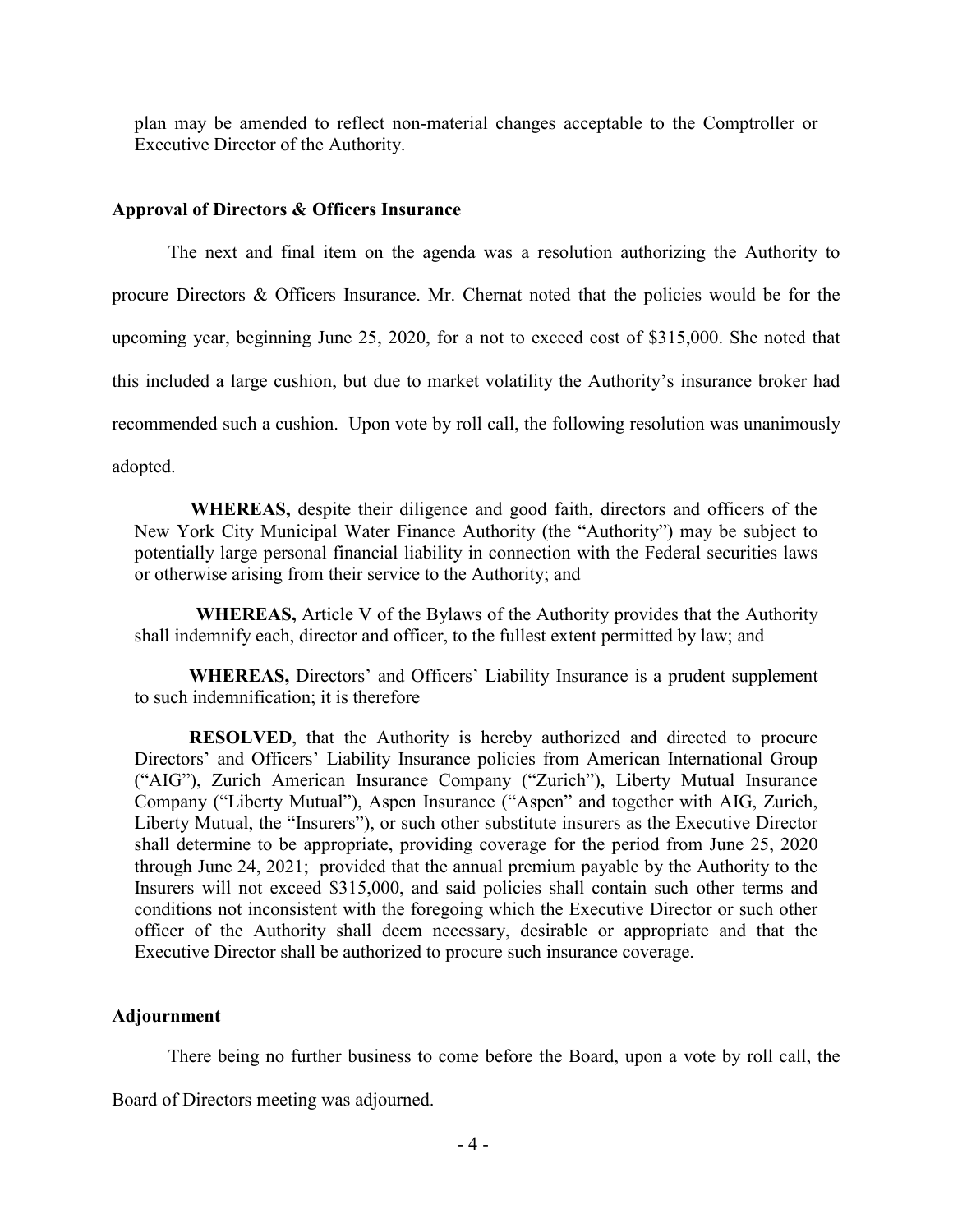plan may be amended to reflect non-material changes acceptable to the Comptroller or Executive Director of the Authority.

**Approval of Directors & Officers Insurance**

The next and final item on the agenda was a resolution authorizing the Authority to procure Directors & Officers Insurance. Mr. Chernat noted that the policies would be for the upcoming year, beginning June 25, 2020, for a not to exceed cost of $315,000. She noted that this included a large cushion, but due to market volatility the Authority's insurance broker had recommended such a cushion. Upon vote by roll call, the following resolution was unanimously adopted.

> **WHEREAS,** despite their diligence and good faith, directors and officers of the New York City Municipal Water Finance Authority (the "Authority") may be subject to potentially large personal financial liability in connection with the Federal securities laws or otherwise arising from their service to the Authority; and
>
> **WHEREAS,** Article V of the Bylaws of the Authority provides that the Authority shall indemnify each, director and officer, to the fullest extent permitted by law; and
>
> **WHEREAS,** Directors' and Officers' Liability Insurance is a prudent supplement to such indemnification; it is therefore
>
> **RESOLVED**, that the Authority is hereby authorized and directed to procure Directors' and Officers' Liability Insurance policies from American International Group ("AIG"), Zurich American Insurance Company ("Zurich"), Liberty Mutual Insurance Company ("Liberty Mutual"), Aspen Insurance ("Aspen" and together with AIG, Zurich, Liberty Mutual, the "Insurers"), or such other substitute insurers as the Executive Director shall determine to be appropriate, providing coverage for the period from June 25, 2020 through June 24, 2021; provided that the annual premium payable by the Authority to the Insurers will not exceed $315,000, and said policies shall contain such other terms and conditions not inconsistent with the foregoing which the Executive Director or such other officer of the Authority shall deem necessary, desirable or appropriate and that the Executive Director shall be authorized to procure such insurance coverage.

**Adjournment**

There being no further business to come before the Board, upon a vote by roll call, the Board of Directors meeting was adjourned.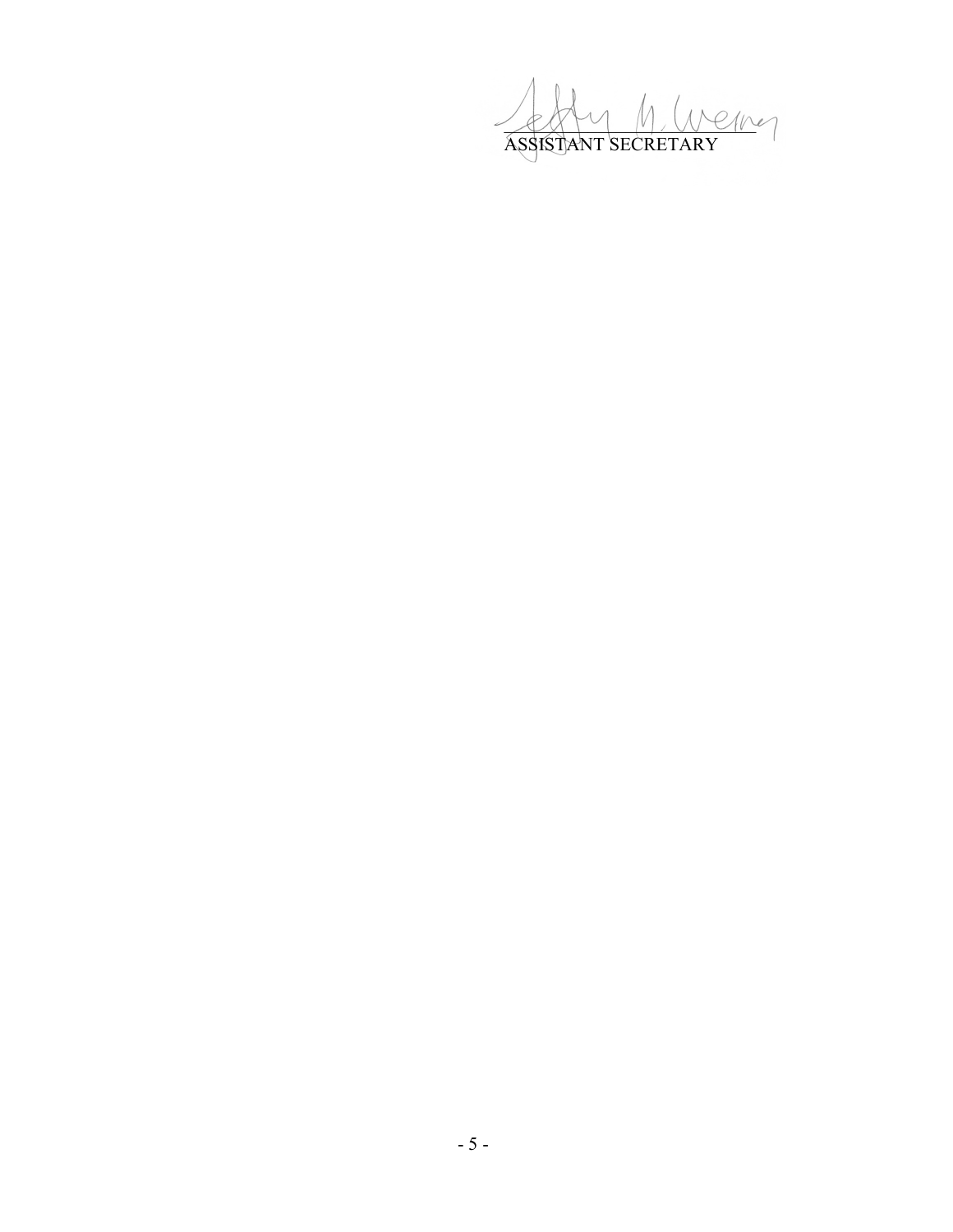ASSISTANT SECRETARY